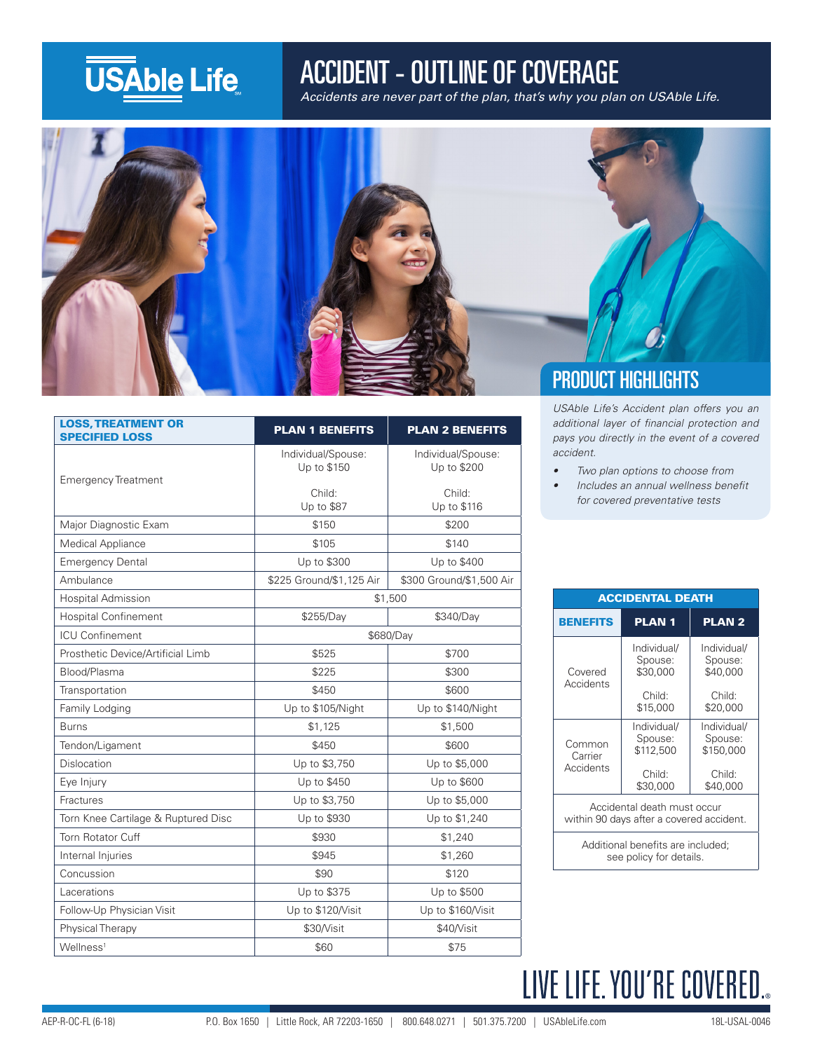USAble Life

# ACCIDENT - OUTLINE OF COVERAGE

*Accidents are never part of the plan, that's why you plan on USAble Life.*

## PRODUCT HIGHLIGHTS

*USAble Life's Accident plan offers you an additional layer of financial protection and pays you directly in the event of a covered accident.*

- *Two plan options to choose from*
- *Includes an annual wellness benefit for covered preventative tests*

| LOSS, TREATMENT OR SPECIFIED LOSS | PLAN 1 BENEFITS | PLAN 2 BENEFITS |
|---|---|---|
| Emergency Treatment | Individual/Spouse: Up to $150<br><br>Child: Up to $87 | Individual/Spouse: Up to $200<br><br>Child: Up to $116 |
| Major Diagnostic Exam | $150 | $200 |
| Medical Appliance | $105 | $140 |
| Emergency Dental | Up to $300 | Up to $400 |
| Ambulance | $225 Ground/$1,125 Air | $300 Ground/$1,500 Air |
| Hospital Admission | $1,500 | |
| Hospital Confinement | $255/Day | $340/Day |
| ICU Confinement | $680/Day | |
| Prosthetic Device/Artificial Limb | $525 | $700 |
| Blood/Plasma | $225 | $300 |
| Transportation | $450 | $600 |
| Family Lodging | Up to $105/Night | Up to $140/Night |
| Burns | $1,125 | $1,500 |
| Tendon/Ligament | $450 | $600 |
| Dislocation | Up to $3,750 | Up to $5,000 |
| Eye Injury | Up to $450 | Up to $600 |
| Fractures | Up to $3,750 | Up to $5,000 |
| Torn Knee Cartilage & Ruptured Disc | Up to $930 | Up to $1,240 |
| Torn Rotator Cuff | $930 | $1,240 |
| Internal Injuries | $945 | $1,260 |
| Concussion | $90 | $120 |
| Lacerations | Up to $375 | Up to $500 |
| Follow-Up Physician Visit | Up to $120/Visit | Up to $160/Visit |
| Physical Therapy | $30/Visit | $40/Visit |
| Wellness[1] | $60 | $75 |

| ACCIDENTAL DEATH | | |
|---|---|---|
| **BENEFITS** | **PLAN 1** | **PLAN 2** |
| Covered Accidents | Individual/Spouse: $30,000<br><br>Child: $15,000 | Individual/Spouse: $40,000<br><br>Child: $20,000 |
| Common Carrier Accidents | Individual/Spouse: $112,500<br><br>Child: $30,000 | Individual/Spouse: $150,000<br><br>Child: $40,000 |
| Accidental death must occur within 90 days after a covered accident. | | |
| Additional benefits are included; see policy for details. | | |

LIVE LIFE. YOU'RE COVERED.

AEP-R-OC-FL (6-18) P.O. Box 1650 | Little Rock, AR 72203-1650 | 800.648.0271 | 501.375.7200 | USAbleLife.com 18L-USAL-0046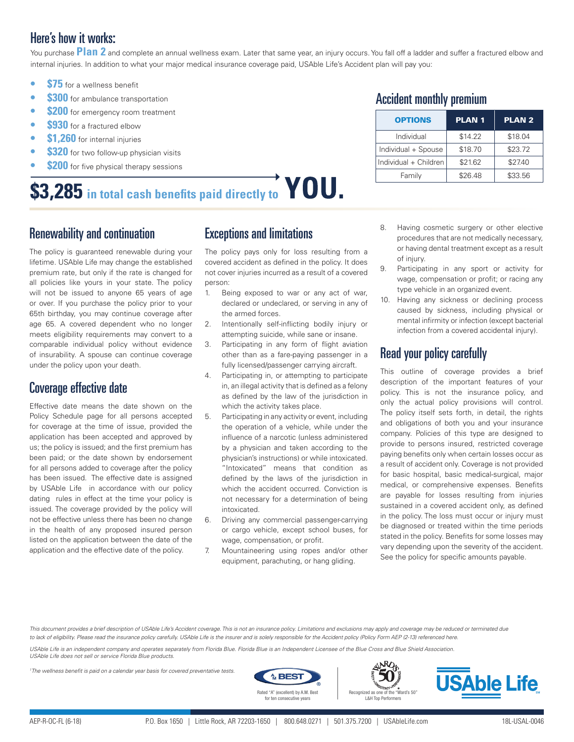## Here's how it works:

You purchase **Plan 2** and complete an annual wellness exam. Later that same year, an injury occurs. You fall off a ladder and suffer a fractured elbow and internal injuries. In addition to what your major medical insurance coverage paid, USAble Life's Accident plan will pay you:

- **$75** for a wellness benefit
- **$300** for ambulance transportation
- **$200** for emergency room treatment
- **$930** for a fractured elbow
- **$1,260** for internal injuries
- **$320** for two follow-up physician visits
- **$200** for five physical therapy sessions

**$3,285 in total cash benefits paid directly to YOU.**

## Accident monthly premium

| OPTIONS | PLAN 1 | PLAN 2 |
|---|---|---|
| Individual | $14.22 | $18.04 |
| Individual + Spouse | $18.70 | $23.72 |
| Individual + Children | $21.62 | $27.40 |
| Family | $26.48 | $33.56 |

## Renewability and continuation

The policy is guaranteed renewable during your lifetime. USAble Life may change the established premium rate, but only if the rate is changed for all policies like yours in your state. The policy will not be issued to anyone 65 years of age or over. If you purchase the policy prior to your 65th birthday, you may continue coverage after age 65. A covered dependent who no longer meets eligibility requirements may convert to a comparable individual policy without evidence of insurability. A spouse can continue coverage under the policy upon your death.

## Coverage effective date

Effective date means the date shown on the Policy Schedule page for all persons accepted for coverage at the time of issue, provided the application has been accepted and approved by us; the policy is issued; and the first premium has been paid; or the date shown by endorsement for all persons added to coverage after the policy has been issued. The effective date is assigned by USAble Life in accordance with our policy dating rules in effect at the time your policy is issued. The coverage provided by the policy will not be effective unless there has been no change in the health of any proposed insured person listed on the application between the date of the application and the effective date of the policy.

## Exceptions and limitations

The policy pays only for loss resulting from a covered accident as defined in the policy. It does not cover injuries incurred as a result of a covered person:

1. Being exposed to war or any act of war, declared or undeclared, or serving in any of the armed forces.
2. Intentionally self-inflicting bodily injury or attempting suicide, while sane or insane.
3. Participating in any form of flight aviation other than as a fare-paying passenger in a fully licensed/passenger carrying aircraft.
4. Participating in, or attempting to participate in, an illegal activity that is defined as a felony as defined by the law of the jurisdiction in which the activity takes place.
5. Participating in any activity or event, including the operation of a vehicle, while under the influence of a narcotic (unless administered by a physician and taken according to the physician's instructions) or while intoxicated. "Intoxicated" means that condition as defined by the laws of the jurisdiction in which the accident occurred. Conviction is not necessary for a determination of being intoxicated.
6. Driving any commercial passenger-carrying or cargo vehicle, except school buses, for wage, compensation, or profit.
7. Mountaineering using ropes and/or other equipment, parachuting, or hang gliding.
8. Having cosmetic surgery or other elective procedures that are not medically necessary, or having dental treatment except as a result of injury.
9. Participating in any sport or activity for wage, compensation or profit; or racing any type vehicle in an organized event.
10. Having any sickness or declining process caused by sickness, including physical or mental infirmity or infection (except bacterial infection from a covered accidental injury).

## Read your policy carefully

This outline of coverage provides a brief description of the important features of your policy. This is not the insurance policy, and only the actual policy provisions will control. The policy itself sets forth, in detail, the rights and obligations of both you and your insurance company. Policies of this type are designed to provide to persons insured, restricted coverage paying benefits only when certain losses occur as a result of accident only. Coverage is not provided for basic hospital, basic medical-surgical, major medical, or comprehensive expenses. Benefits are payable for losses resulting from injuries sustained in a covered accident only, as defined in the policy. The loss must occur or injury must be diagnosed or treated within the time periods stated in the policy. Benefits for some losses may vary depending upon the severity of the accident. See the policy for specific amounts payable.

*This document provides a brief description of USAble Life's Accident coverage. This is not an insurance policy. Limitations and exclusions may apply and coverage may be reduced or terminated due to lack of eligibility. Please read the insurance policy carefully. USAble Life is the insurer and is solely responsible for the Accident policy (Policy Form AEP (2-13) referenced here.*

*USAble Life is an independent company and operates separately from Florida Blue. Florida Blue is an Independent Licensee of the Blue Cross and Blue Shield Association. USAble Life does not sell or service Florida Blue products.*

*[1]The wellness benefit is paid on a calendar year basis for covered preventative tests.*

Rated "A" (excellent) by A.M. Best for ten consecutive years

Recognized as one of the "Ward's 50" L&H Top Performers

USAble Life

AEP-R-OC-FL (6-18) | P.O. Box 1650 | Little Rock, AR 72203-1650 | 800.648.0271 | 501.375.7200 | USAbleLife.com | 18L-USAL-0046